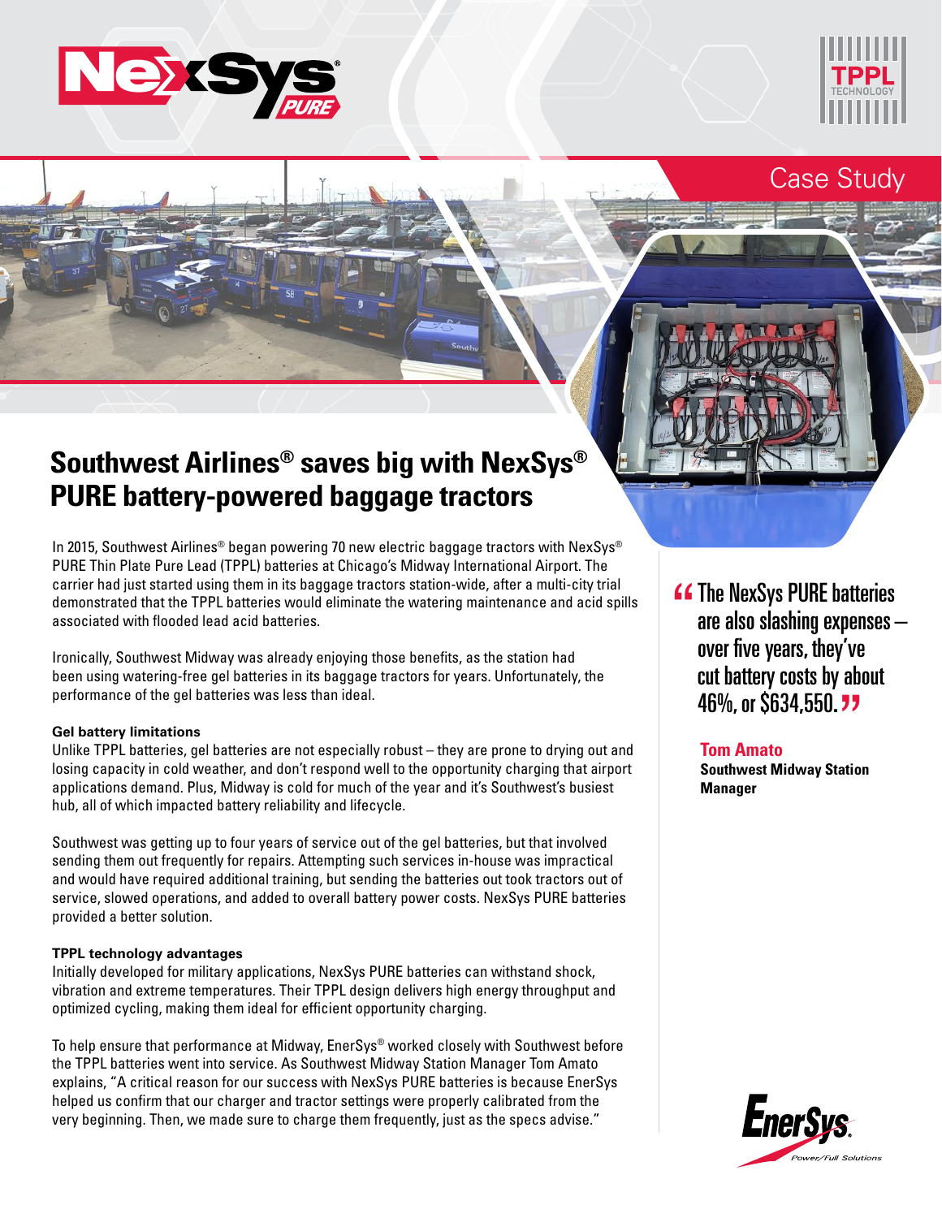Case Study

# Southwest Airlines® saves big with NexSys® PURE battery-powered baggage tractors

In 2015, Southwest Airlines® began powering 70 new electric baggage tractors with NexSys® PURE Thin Plate Pure Lead (TPPL) batteries at Chicago's Midway International Airport. The carrier had just started using them in its baggage tractors station-wide, after a multi-city trial demonstrated that the TPPL batteries would eliminate the watering maintenance and acid spills associated with flooded lead acid batteries.

Ironically, Southwest Midway was already enjoying those benefits, as the station had been using watering-free gel batteries in its baggage tractors for years. Unfortunately, the performance of the gel batteries was less than ideal.

**Gel battery limitations**

Unlike TPPL batteries, gel batteries are not especially robust – they are prone to drying out and losing capacity in cold weather, and don't respond well to the opportunity charging that airport applications demand. Plus, Midway is cold for much of the year and it's Southwest's busiest hub, all of which impacted battery reliability and lifecycle.

Southwest was getting up to four years of service out of the gel batteries, but that involved sending them out frequently for repairs. Attempting such services in-house was impractical and would have required additional training, but sending the batteries out took tractors out of service, slowed operations, and added to overall battery power costs. NexSys PURE batteries provided a better solution.

**TPPL technology advantages**

Initially developed for military applications, NexSys PURE batteries can withstand shock, vibration and extreme temperatures. Their TPPL design delivers high energy throughput and optimized cycling, making them ideal for efficient opportunity charging.

To help ensure that performance at Midway, EnerSys® worked closely with Southwest before the TPPL batteries went into service. As Southwest Midway Station Manager Tom Amato explains, "A critical reason for our success with NexSys PURE batteries is because EnerSys helped us confirm that our charger and tractor settings were properly calibrated from the very beginning. Then, we made sure to charge them frequently, just as the specs advise."

> "The NexSys PURE batteries are also slashing expenses – over five years, they've cut battery costs by about 46%, or $634,550."
>
> **Tom Amato**
> **Southwest Midway Station Manager**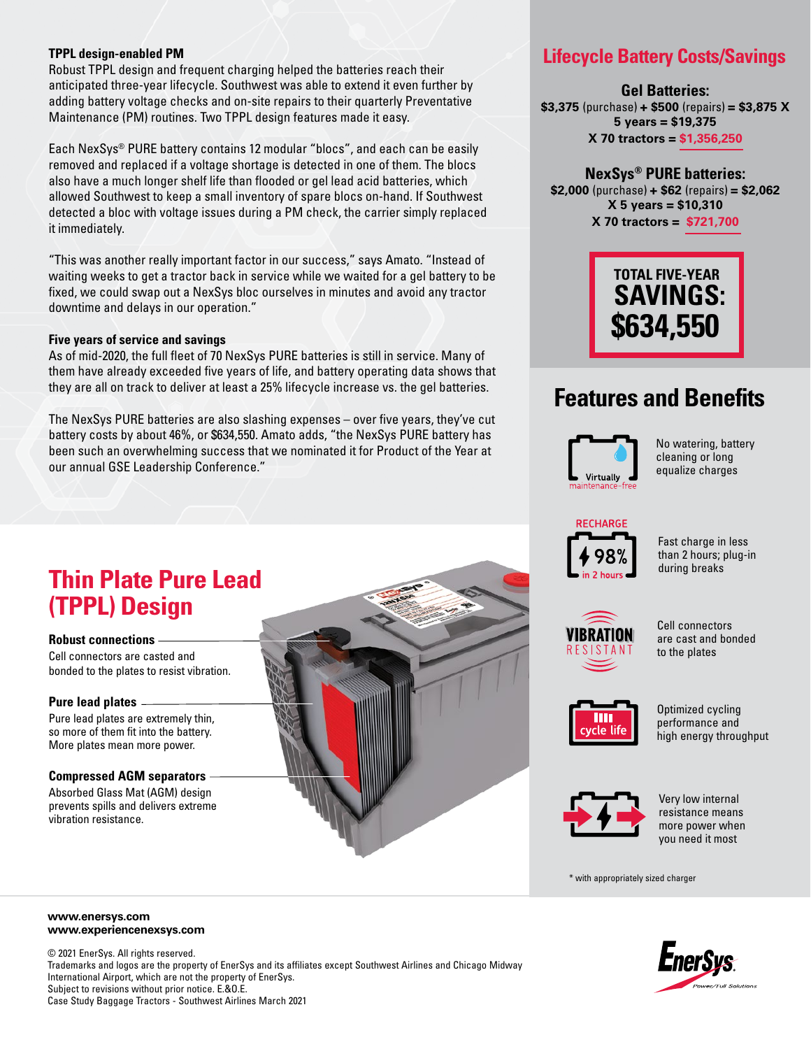### TPPL design-enabled PM

Robust TPPL design and frequent charging helped the batteries reach their anticipated three-year lifecycle. Southwest was able to extend it even further by adding battery voltage checks and on-site repairs to their quarterly Preventative Maintenance (PM) routines. Two TPPL design features made it easy.

Each NexSys® PURE battery contains 12 modular "blocs", and each can be easily removed and replaced if a voltage shortage is detected in one of them. The blocs also have a much longer shelf life than flooded or gel lead acid batteries, which allowed Southwest to keep a small inventory of spare blocs on-hand. If Southwest detected a bloc with voltage issues during a PM check, the carrier simply replaced it immediately.

"This was another really important factor in our success," says Amato. "Instead of waiting weeks to get a tractor back in service while we waited for a gel battery to be fixed, we could swap out a NexSys bloc ourselves in minutes and avoid any tractor downtime and delays in our operation."

### Five years of service and savings

As of mid-2020, the full fleet of 70 NexSys PURE batteries is still in service. Many of them have already exceeded five years of life, and battery operating data shows that they are all on track to deliver at least a 25% lifecycle increase vs. the gel batteries.

The NexSys PURE batteries are also slashing expenses – over five years, they've cut battery costs by about 46%, or $634,550. Amato adds, "the NexSys PURE battery has been such an overwhelming success that we nominated it for Product of the Year at our annual GSE Leadership Conference."

## Lifecycle Battery Costs/Savings

**Gel Batteries:**
**$3,375** (purchase) **+ $500** (repairs) **= $3,875 X 5 years = $19,375**
**X 70 tractors = $1,356,250**

**NexSys® PURE batteries:**
**$2,000** (purchase) **+ $62** (repairs) **= $2,062**
**X 5 years = $10,310**
**X 70 tractors = $721,700**

**TOTAL FIVE-YEAR SAVINGS: $634,550**

## Thin Plate Pure Lead (TPPL) Design

**Robust connections**
Cell connectors are casted and bonded to the plates to resist vibration.

**Pure lead plates**
Pure lead plates are extremely thin, so more of them fit into the battery. More plates mean more power.

**Compressed AGM separators**
Absorbed Glass Mat (AGM) design prevents spills and delivers extreme vibration resistance.

## Features and Benefits

- **Virtually maintenance-free:** No watering, battery cleaning or long equalize charges
- **RECHARGE 98% in 2 hours:** Fast charge in less than 2 hours; plug-in during breaks
- **VIBRATION RESISTANT:** Cell connectors are cast and bonded to the plates
- **cycle life:** Optimized cycling performance and high energy throughput
- Very low internal resistance means more power when you need it most

\* with appropriately sized charger

**www.enersys.com**
**www.experiencenexsys.com**

© 2021 EnerSys. All rights reserved.
Trademarks and logos are the property of EnerSys and its affiliates except Southwest Airlines and Chicago Midway International Airport, which are not the property of EnerSys.
Subject to revisions without prior notice. E.&O.E.
Case Study Baggage Tractors - Southwest Airlines March 2021

EnerSys
Power/Full Solutions